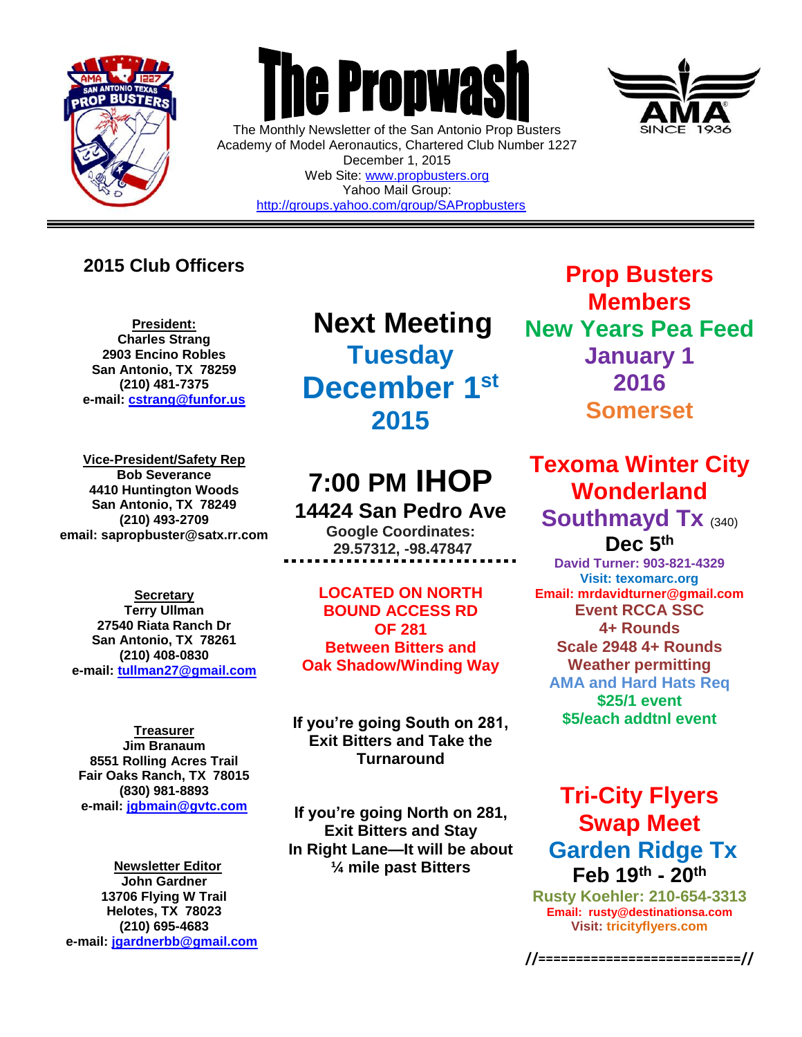# The Propwash

The Monthly Newsletter of the San Antonio Prop Busters
Academy of Model Aeronautics, Chartered Club Number 1227
December 1, 2015
Web Site: www.propbusters.org
Yahoo Mail Group:
http://groups.yahoo.com/group/SAPropbusters

---

## 2015 Club Officers

**President:**
**Charles Strang**
**2903 Encino Robles**
**San Antonio, TX 78259**
**(210) 481-7375**
**e-mail: cstrang@funfor.us**

**Vice-President/Safety Rep**
**Bob Severance**
**4410 Huntington Woods**
**San Antonio, TX 78249**
**(210) 493-2709**
**email: sapropbuster@satx.rr.com**

**Secretary**
**Terry Ullman**
**27540 Riata Ranch Dr**
**San Antonio, TX 78261**
**(210) 408-0830**
**e-mail: tullman27@gmail.com**

**Treasurer**
**Jim Branaum**
**8551 Rolling Acres Trail**
**Fair Oaks Ranch, TX 78015**
**(830) 981-8893**
**e-mail: jgbmain@gvtc.com**

**Newsletter Editor**
**John Gardner**
**13706 Flying W Trail**
**Helotes, TX 78023**
**(210) 695-4683**
**e-mail: jgardnerbb@gmail.com**

## Next Meeting
## Tuesday
## December 1st
## 2015

## 7:00 PM IHOP
### 14424 San Pedro Ave
**Google Coordinates:**
**29.57312, -98.47847**

**LOCATED ON NORTH BOUND ACCESS RD OF 281**
**Between Bitters and Oak Shadow/Winding Way**

**If you're going South on 281, Exit Bitters and Take the Turnaround**

**If you're going North on 281, Exit Bitters and Stay In Right Lane—It will be about ¼ mile past Bitters**

## Prop Busters Members
## New Years Pea Feed
## January 1
## 2016
## Somerset

## Texoma Winter City Wonderland
## Southmayd Tx (340)
### Dec 5th
**David Turner: 903-821-4329**
**Visit: texomarc.org**
**Email: mrdavidturner@gmail.com**
**Event RCCA SSC**
**4+ Rounds**
**Scale 2948 4+ Rounds**
**Weather permitting**
**AMA and Hard Hats Req**
**$25/1 event**
**$5/each addtnl event**

## Tri-City Flyers Swap Meet
## Garden Ridge Tx
### Feb 19th - 20th
**Rusty Koehler: 210-654-3313**
**Email: rusty@destinationsa.com**
**Visit: tricityflyers.com**

//==========================//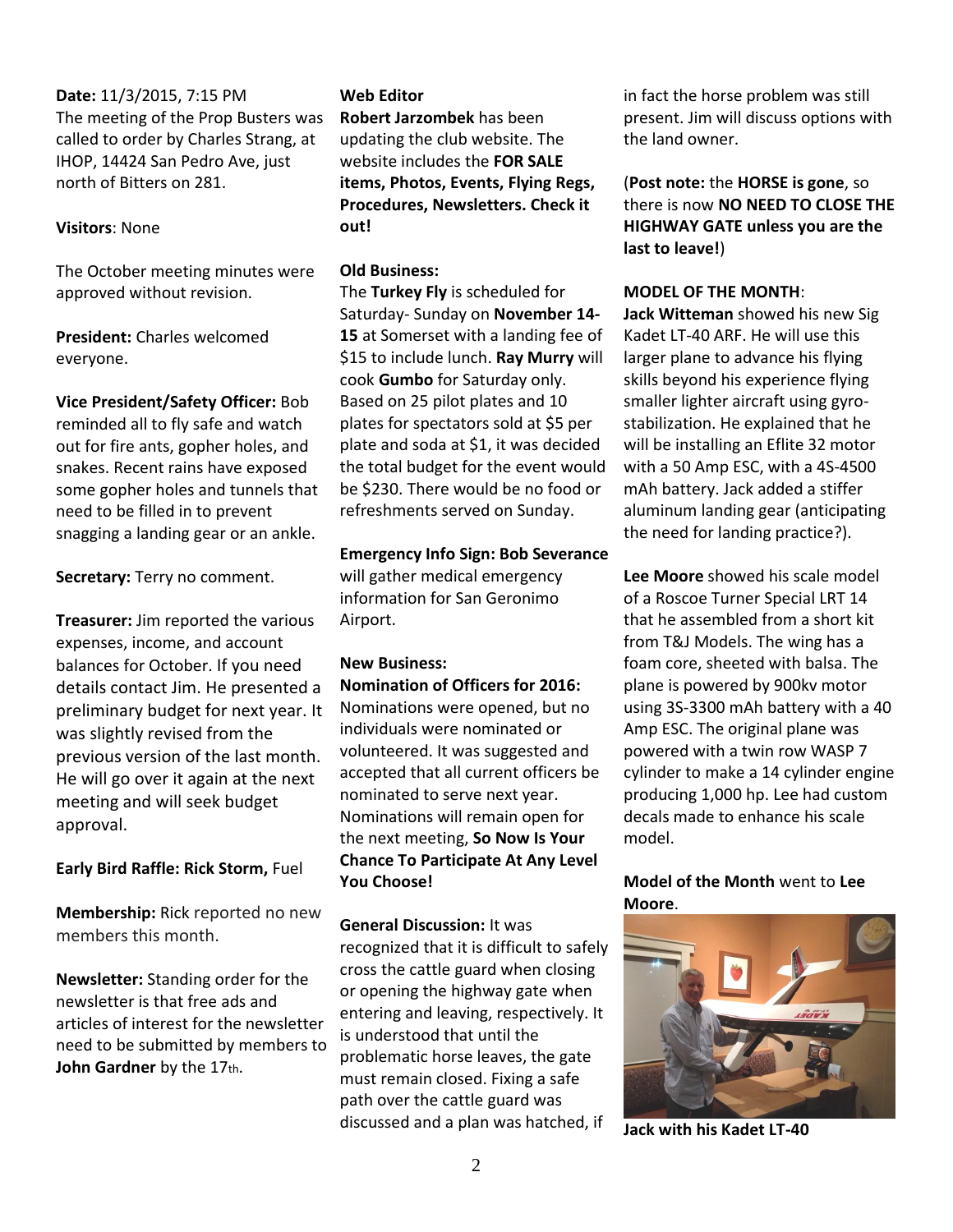**Date:** 11/3/2015, 7:15 PM
The meeting of the Prop Busters was called to order by Charles Strang, at IHOP, 14424 San Pedro Ave, just north of Bitters on 281.

**Visitors**: None

The October meeting minutes were approved without revision.

**President:** Charles welcomed everyone.

**Vice President/Safety Officer:** Bob reminded all to fly safe and watch out for fire ants, gopher holes, and snakes. Recent rains have exposed some gopher holes and tunnels that need to be filled in to prevent snagging a landing gear or an ankle.

**Secretary:** Terry no comment.

**Treasurer:** Jim reported the various expenses, income, and account balances for October. If you need details contact Jim. He presented a preliminary budget for next year. It was slightly revised from the previous version of the last month. He will go over it again at the next meeting and will seek budget approval.

**Early Bird Raffle: Rick Storm,** Fuel

**Membership:** Rick reported no new members this month.

**Newsletter:** Standing order for the newsletter is that free ads and articles of interest for the newsletter need to be submitted by members to **John Gardner** by the 17th.

**Web Editor**
**Robert Jarzombek** has been updating the club website. The website includes the **FOR SALE items, Photos, Events, Flying Regs, Procedures, Newsletters. Check it out!**

**Old Business:**
The **Turkey Fly** is scheduled for Saturday- Sunday on **November 14-15** at Somerset with a landing fee of $15 to include lunch. **Ray Murry** will cook **Gumbo** for Saturday only. Based on 25 pilot plates and 10 plates for spectators sold at $5 per plate and soda at $1, it was decided the total budget for the event would be $230. There would be no food or refreshments served on Sunday.

**Emergency Info Sign: Bob Severance** will gather medical emergency information for San Geronimo Airport.

**New Business:**
**Nomination of Officers for 2016:** Nominations were opened, but no individuals were nominated or volunteered. It was suggested and accepted that all current officers be nominated to serve next year. Nominations will remain open for the next meeting, **So Now Is Your Chance To Participate At Any Level You Choose!**

**General Discussion:** It was recognized that it is difficult to safely cross the cattle guard when closing or opening the highway gate when entering and leaving, respectively. It is understood that until the problematic horse leaves, the gate must remain closed. Fixing a safe path over the cattle guard was discussed and a plan was hatched, if in fact the horse problem was still present. Jim will discuss options with the land owner.

(**Post note:** the **HORSE is gone**, so there is now **NO NEED TO CLOSE THE HIGHWAY GATE unless you are the last to leave!**)

**MODEL OF THE MONTH**:
**Jack Witteman** showed his new Sig Kadet LT-40 ARF. He will use this larger plane to advance his flying skills beyond his experience flying smaller lighter aircraft using gyro-stabilization. He explained that he will be installing an Eflite 32 motor with a 50 Amp ESC, with a 4S-4500 mAh battery. Jack added a stiffer aluminum landing gear (anticipating the need for landing practice?).

**Lee Moore** showed his scale model of a Roscoe Turner Special LRT 14 that he assembled from a short kit from T&J Models. The wing has a foam core, sheeted with balsa. The plane is powered by 900kv motor using 3S-3300 mAh battery with a 40 Amp ESC. The original plane was powered with a twin row WASP 7 cylinder to make a 14 cylinder engine producing 1,000 hp. Lee had custom decals made to enhance his scale model.

**Model of the Month** went to **Lee Moore**.

**Jack with his Kadet LT-40**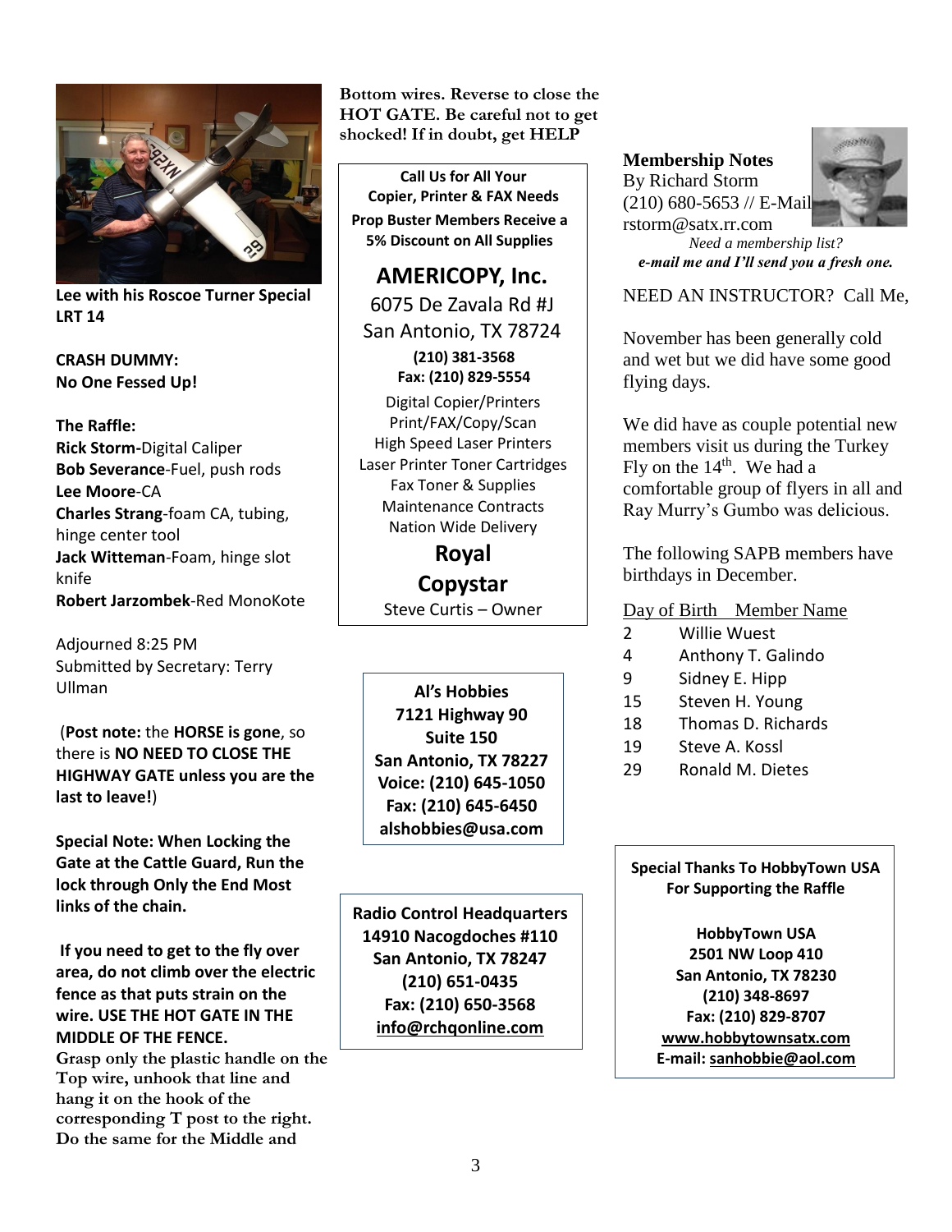**Lee with his Roscoe Turner Special LRT 14**

**CRASH DUMMY:**
**No One Fessed Up!**

**The Raffle:**
**Rick Storm-**Digital Caliper
**Bob Severance**-Fuel, push rods
**Lee Moore**-CA
**Charles Strang**-foam CA, tubing, hinge center tool
**Jack Witteman**-Foam, hinge slot knife
**Robert Jarzombek**-Red MonoKote

Adjourned 8:25 PM
Submitted by Secretary: Terry Ullman

(**Post note:** the **HORSE is gone**, so there is **NO NEED TO CLOSE THE HIGHWAY GATE unless you are the last to leave!**)

**Special Note: When Locking the Gate at the Cattle Guard, Run the lock through Only the End Most links of the chain.**

**If you need to get to the fly over area, do not climb over the electric fence as that puts strain on the wire. USE THE HOT GATE IN THE MIDDLE OF THE FENCE.**
**Grasp only the plastic handle on the Top wire, unhook that line and hang it on the hook of the corresponding T post to the right. Do the same for the Middle and Bottom wires. Reverse to close the HOT GATE. Be careful not to get shocked! If in doubt, get HELP**

---

**Call Us for All Your Copier, Printer & FAX Needs**
**Prop Buster Members Receive a 5% Discount on All Supplies**

## AMERICOPY, Inc.

6075 De Zavala Rd #J
San Antonio, TX 78724
**(210) 381-3568**
**Fax: (210) 829-5554**

Digital Copier/Printers
Print/FAX/Copy/Scan
High Speed Laser Printers
Laser Printer Toner Cartridges
Fax Toner & Supplies
Maintenance Contracts
Nation Wide Delivery

**Royal**
**Copystar**
Steve Curtis – Owner

---

**Al's Hobbies**
**7121 Highway 90**
**Suite 150**
**San Antonio, TX 78227**
**Voice: (210) 645-1050**
**Fax: (210) 645-6450**
**alshobbies@usa.com**

---

**Radio Control Headquarters**
**14910 Nacogdoches #110**
**San Antonio, TX 78247**
**(210) 651-0435**
**Fax: (210) 650-3568**
**info@rchqonline.com**

---

**Membership Notes**
By Richard Storm
(210) 680-5653 // E-Mail
rstorm@satx.rr.com

*Need a membership list?*
***e-mail me and I'll send you a fresh one.***

NEED AN INSTRUCTOR? Call Me,

November has been generally cold and wet but we did have some good flying days.

We did have as couple potential new members visit us during the Turkey Fly on the 14th. We had a comfortable group of flyers in all and Ray Murry's Gumbo was delicious.

The following SAPB members have birthdays in December.

| Day of Birth | Member Name |
|---|---|
| 2 | Willie Wuest |
| 4 | Anthony T. Galindo |
| 9 | Sidney E. Hipp |
| 15 | Steven H. Young |
| 18 | Thomas D. Richards |
| 19 | Steve A. Kossl |
| 29 | Ronald M. Dietes |

---

**Special Thanks To HobbyTown USA For Supporting the Raffle**

**HobbyTown USA**
**2501 NW Loop 410**
**San Antonio, TX 78230**
**(210) 348-8697**
**Fax: (210) 829-8707**
**www.hobbytownsatx.com**
**E-mail: sanhobbie@aol.com**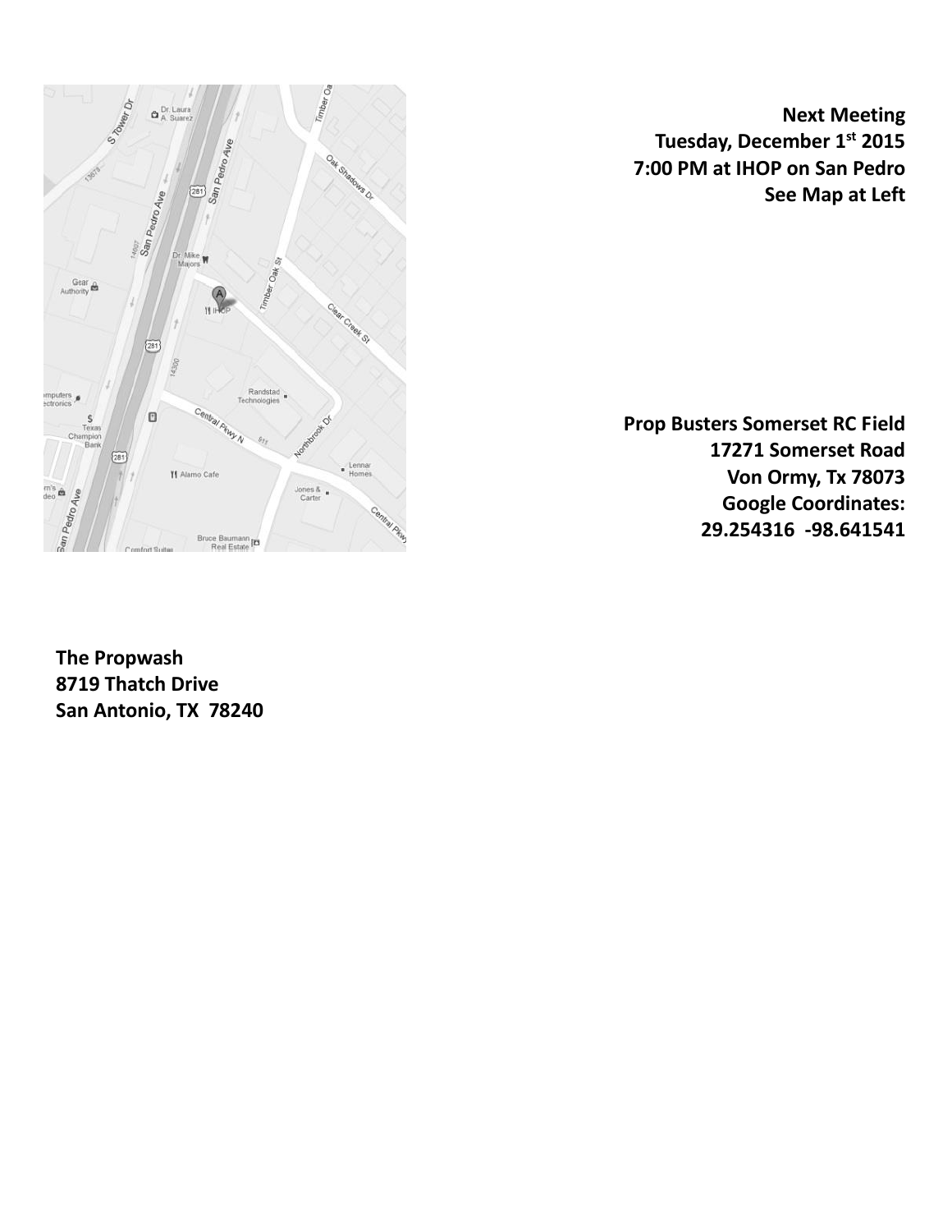**Next Meeting**
**Tuesday, December 1st 2015**
**7:00 PM at IHOP on San Pedro**
**See Map at Left**

**Prop Busters Somerset RC Field**
**17271 Somerset Road**
**Von Ormy, Tx 78073**
**Google Coordinates:**
**29.254316 -98.641541**

**The Propwash**
**8719 Thatch Drive**
**San Antonio, TX 78240**